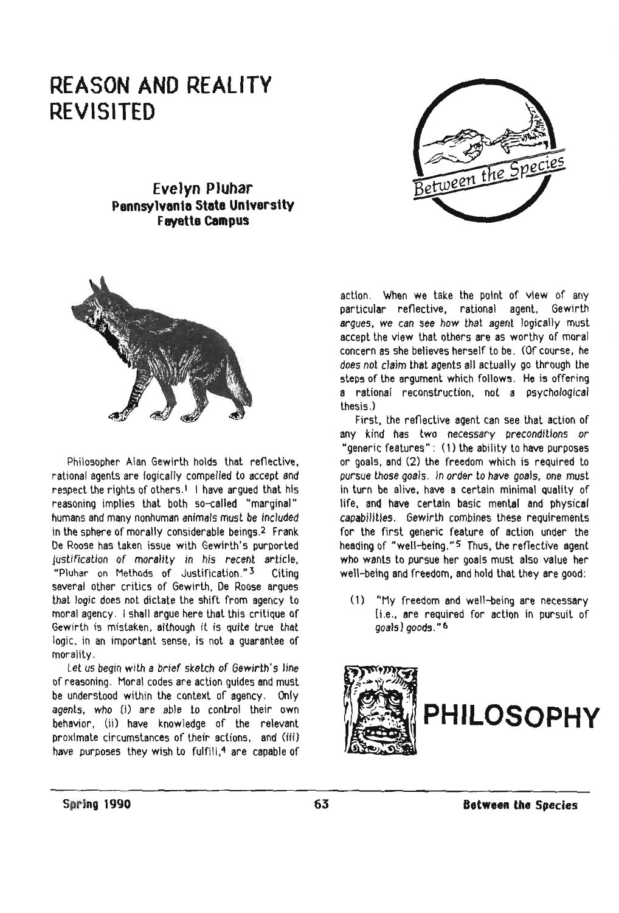# REASON AND REALITY REVISITED

### Evelyn Pluhar
**Pennsylvania State University Fayette Campus**

Philosopher Alan Gewirth holds that reflective, rational agents are logically compelled to accept and respect the rights of others.[1] I have argued that his reasoning implies that both so-called "marginal" humans and many nonhuman animals must be included in the sphere of morally considerable beings.[2] Frank De Roose has taken issue with Gewirth's purported justification of morality in his recent article, "Pluhar on Methods of Justification."[3] Citing several other critics of Gewirth, De Roose argues that logic does not dictate the shift from agency to moral agency. I shall argue here that this critique of Gewirth is mistaken, although it is quite true that logic, in an important sense, is not a guarantee of morality.

Let us begin with a brief sketch of Gewirth's line of reasoning. Moral codes are action guides and must be understood within the context of agency. Only agents, who (i) are able to control their own behavior, (ii) have knowledge of the relevant proximate circumstances of their actions, and (iii) have purposes they wish to fulfill,[4] are capable of action. When we take the point of view of any particular reflective, rational agent, Gewirth argues, we can see how that agent logically must accept the view that others are as worthy of moral concern as she believes herself to be. (Of course, he does not claim that agents all actually go through the steps of the argument which follows. He is offering a rational reconstruction, not a psychological thesis.)

First, the reflective agent can see that action of any kind has two necessary preconditions or "generic features": (1) the ability to have purposes or goals, and (2) the freedom which is required to pursue those goals. In order to have goals, one must in turn be alive, have a certain minimal quality of life, and have certain basic mental and physical capabilities. Gewirth combines these requirements for the first generic feature of action under the heading of "well-being."[5] Thus, the reflective agent who wants to pursue her goals must also value her well-being and freedom, and hold that they are good:

(1) "My freedom and well-being are necessary [i.e., are required for action in pursuit of goals] goods."[6]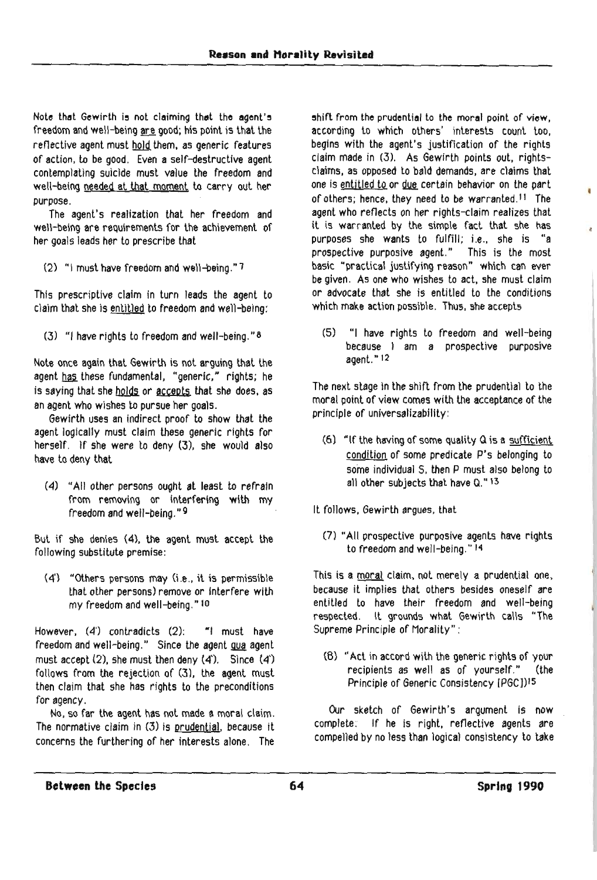Note that Gewirth is not claiming that the agent's freedom and well-being are good; his point is that the reflective agent must hold them, as generic features of action, to be good. Even a self-destructive agent contemplating suicide must value the freedom and well-being needed at that moment to carry out her purpose.

The agent's realization that her freedom and well-being are requirements for the achievement of her goals leads her to prescribe that

> (2) "I must have freedom and well-being."[7]

This prescriptive claim in turn leads the agent to claim that she is entitled to freedom and well-being:

> (3) "I have rights to freedom and well-being."[8]

Note once again that Gewirth is not arguing that the agent has these fundamental, "generic," rights; he is saying that she holds or accepts that she does, as an agent who wishes to pursue her goals.

Gewirth uses an indirect proof to show that the agent logically must claim these generic rights for herself. If she were to deny (3), she would also have to deny that

> (4) "All other persons ought at least to refrain from removing or interfering with my freedom and well-being."[9]

But if she denies (4), the agent must accept the following substitute premise:

> (4') "Others persons may (i.e., it is permissible that other persons) remove or interfere with my freedom and well-being."[10]

However, (4') contradicts (2): "I must have freedom and well-being." Since the agent qua agent must accept (2), she must then deny (4'). Since (4') follows from the rejection of (3), the agent must then claim that she has rights to the preconditions for agency.

No, so far the agent has not made a moral claim. The normative claim in (3) is prudential, because it concerns the furthering of her interests alone. The shift from the prudential to the moral point of view, according to which others' interests count too, begins with the agent's justification of the rights claim made in (3). As Gewirth points out, rights-claims, as opposed to bald demands, are claims that one is entitled to or due certain behavior on the part of others; hence, they need to be warranted.[11] The agent who reflects on her rights-claim realizes that it is warranted by the simple fact that she has purposes she wants to fulfill; i.e., she is "a prospective purposive agent." This is the most basic "practical justifying reason" which can ever be given. As one who wishes to act, she must claim or advocate that she is entitled to the conditions which make action possible. Thus, she accepts

> (5) "I have rights to freedom and well-being because I am a prospective purposive agent."[12]

The next stage in the shift from the prudential to the moral point of view comes with the acceptance of the principle of universalizability:

> (6) "If the having of some quality Q is a sufficient condition of some predicate P's belonging to some individual S, then P must also belong to all other subjects that have Q."[13]

It follows, Gewirth argues, that

> (7) "All prospective purposive agents have rights to freedom and well-being."[14]

This is a moral claim, not merely a prudential one, because it implies that others besides oneself are entitled to have their freedom and well-being respected. It grounds what Gewirth calls "The Supreme Principle of Morality":

> (8) "Act in accord with the generic rights of your recipients as well as of yourself." (the Principle of Generic Consistency [PGC])[15]

Our sketch of Gewirth's argument is now complete. If he is right, reflective agents are compelled by no less than logical consistency to take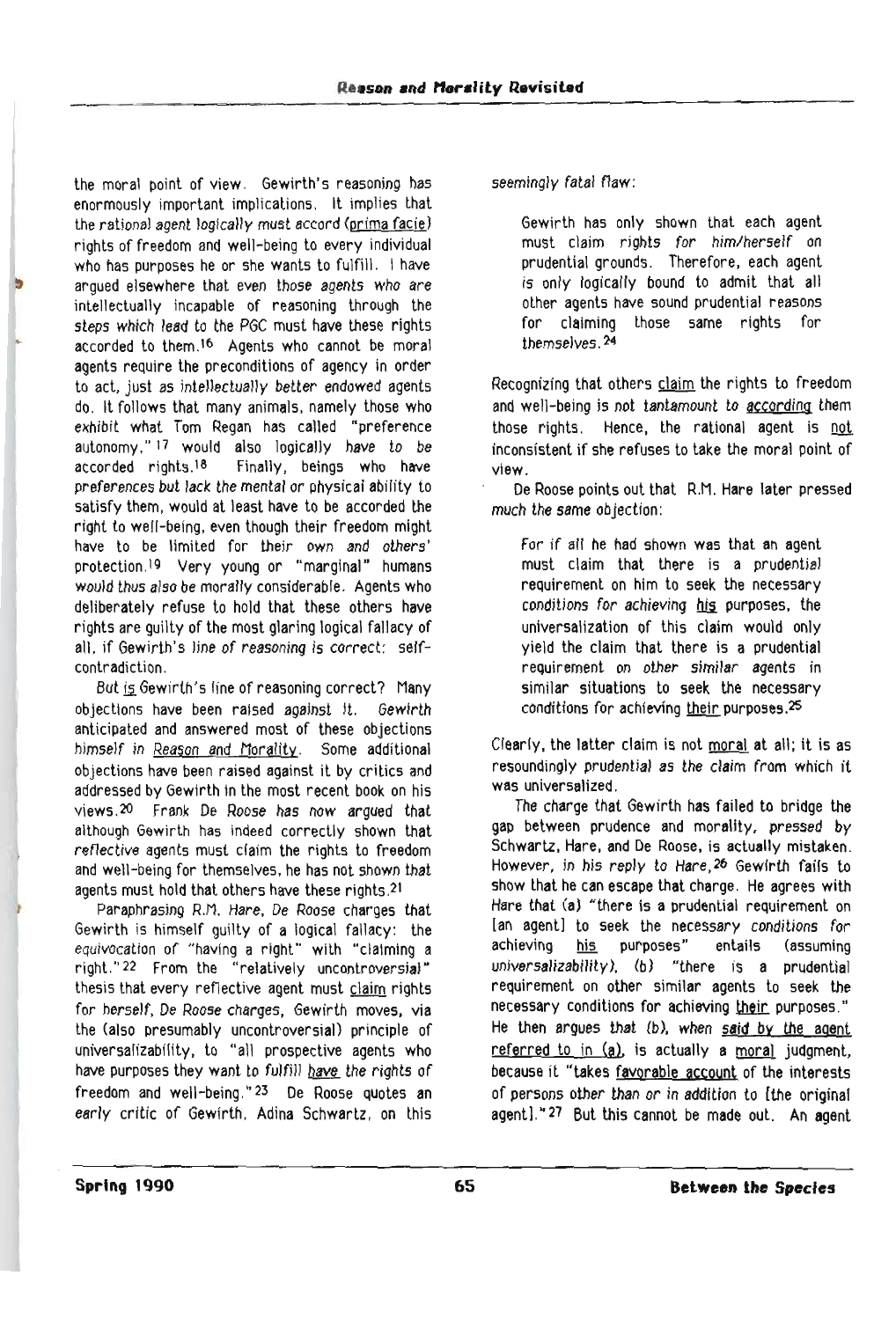the moral point of view. Gewirth's reasoning has enormously important implications. It implies that the rational agent logically must accord (prima facie) rights of freedom and well-being to every individual who has purposes he or she wants to fulfill. I have argued elsewhere that even those agents who are intellectually incapable of reasoning through the steps which lead to the PGC must have these rights accorded to them.[16] Agents who cannot be moral agents require the preconditions of agency in order to act, just as intellectually better endowed agents do. It follows that many animals, namely those who exhibit what Tom Regan has called "preference autonomy,"[17] would also logically have to be accorded rights.[18] Finally, beings who have preferences but lack the mental or physical ability to satisfy them, would at least have to be accorded the right to well-being, even though their freedom might have to be limited for their own and others' protection.[19] Very young or "marginal" humans would thus also be morally considerable. Agents who deliberately refuse to hold that these others have rights are guilty of the most glaring logical fallacy of all, if Gewirth's line of reasoning is correct: self-contradiction.

But is Gewirth's line of reasoning correct? Many objections have been raised against it. Gewirth anticipated and answered most of these objections himself in Reason and Morality. Some additional objections have been raised against it by critics and addressed by Gewirth in the most recent book on his views.[20] Frank De Roose has now argued that although Gewirth has indeed correctly shown that reflective agents must claim the rights to freedom and well-being for themselves, he has not shown that agents must hold that others have these rights.[21]

Paraphrasing R.M. Hare, De Roose charges that Gewirth is himself guilty of a logical fallacy: the equivocation of "having a right" with "claiming a right."[22] From the "relatively uncontroversial" thesis that every reflective agent must claim rights for herself, De Roose charges, Gewirth moves, via the (also presumably uncontroversial) principle of universalizability, to "all prospective agents who have purposes they want to fulfill have the rights of freedom and well-being."[23] De Roose quotes an early critic of Gewirth, Adina Schwartz, on this seemingly fatal flaw:

> Gewirth has only shown that each agent must claim rights for him/herself on prudential grounds. Therefore, each agent is only logically bound to admit that all other agents have sound prudential reasons for claiming those same rights for themselves.[24]

Recognizing that others claim the rights to freedom and well-being is not tantamount to according them those rights. Hence, the rational agent is not inconsistent if she refuses to take the moral point of view.

De Roose points out that R.M. Hare later pressed much the same objection:

> For if all he had shown was that an agent must claim that there is a prudential requirement on him to seek the necessary conditions for achieving his purposes, the universalization of this claim would only yield the claim that there is a prudential requirement on other similar agents in similar situations to seek the necessary conditions for achieving their purposes.[25]

Clearly, the latter claim is not moral at all; it is as resoundingly prudential as the claim from which it was universalized.

The charge that Gewirth has failed to bridge the gap between prudence and morality, pressed by Schwartz, Hare, and De Roose, is actually mistaken. However, in his reply to Hare,[26] Gewirth fails to show that he can escape that charge. He agrees with Hare that (a) "there is a prudential requirement on [an agent] to seek the necessary conditions for achieving his purposes" entails (assuming universalizability), (b) "there is a prudential requirement on other similar agents to seek the necessary conditions for achieving their purposes." He then argues that (b), when said by the agent referred to in (a), is actually a moral judgment, because it "takes favorable account of the interests of persons other than or in addition to [the original agent]."[27] But this cannot be made out. An agent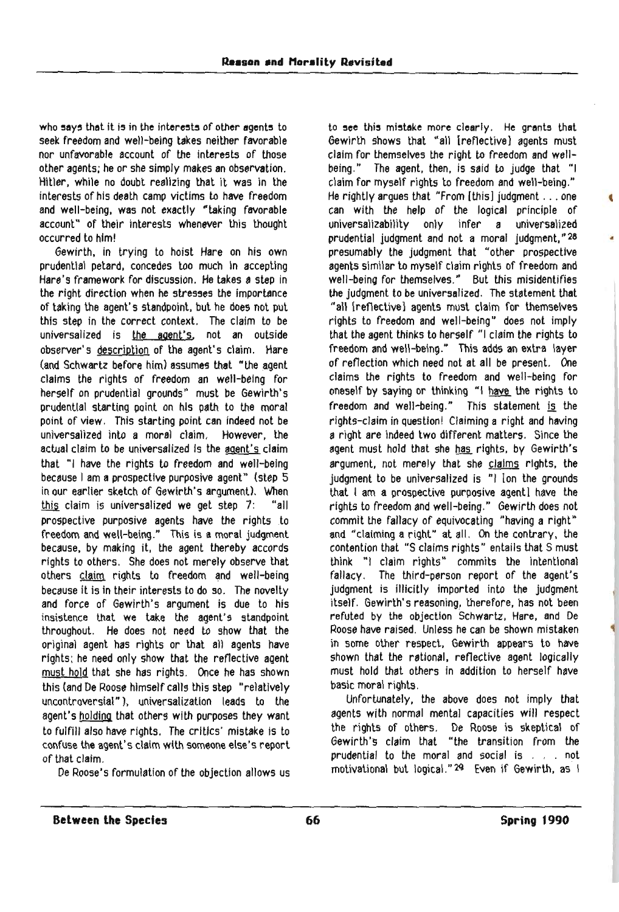who says that it is in the interests of other agents to seek freedom and well-being takes neither favorable nor unfavorable account of the interests of those other agents; he or she simply makes an observation. Hitler, while no doubt realizing that it was in the interests of his death camp victims to have freedom and well-being, was not exactly "taking favorable account" of their interests whenever this thought occurred to him!

Gewirth, in trying to hoist Hare on his own prudential petard, concedes too much in accepting Hare's framework for discussion. He takes a step in the right direction when he stresses the importance of taking the agent's standpoint, but he does not put this step in the correct context. The claim to be universalized is <u>the agent's</u>, not an outside observer's <u>description</u> of the agent's claim. Hare (and Schwartz before him) assumes that "the agent claims the rights of freedom an well-being for herself on prudential grounds" must be Gewirth's prudential starting point on his path to the moral point of view. This starting point can indeed not be universalized into a moral claim. However, the actual claim to be universalized is the <u>agent's</u> claim that "I have the rights to freedom and well-being because I am a prospective purposive agent" (step 5 in our earlier sketch of Gewirth's argument). When <u>this</u> claim is universalized we get step 7: "all prospective purposive agents have the rights to freedom and well-being." This is a moral judgment because, by making it, the agent thereby accords rights to others. She does not merely observe that others <u>claim</u> rights to freedom and well-being because it is in their interests to do so. The novelty and force of Gewirth's argument is due to his insistence that we take the agent's standpoint throughout. He does not need to show that the original agent has rights or that all agents have rights; he need only show that the reflective agent <u>must hold</u> that she has rights. Once he has shown this (and De Roose himself calls this step "relatively uncontroversial"), universalization leads to the agent's <u>holding</u> that others with purposes they want to fulfill also have rights. The critics' mistake is to confuse the agent's claim with someone else's report of that claim.

De Roose's formulation of the objection allows us to see this mistake more clearly. He grants that Gewirth shows that "all [reflective] agents must claim for themselves the right to freedom and well-being." The agent, then, is said to judge that "I claim for myself rights to freedom and well-being." He rightly argues that "From [this] judgment . . . one can with the help of the logical principle of universalizability only infer a universalized prudential judgment and not a moral judgment,"[28] presumably the judgment that "other prospective agents similar to myself claim rights of freedom and well-being for themselves." But this misidentifies the judgment to be universalized. The statement that "all [reflective] agents must claim for themselves rights to freedom and well-being" does not imply that the agent thinks to herself "I claim the rights to freedom and well-being." This adds an extra layer of reflection which need not at all be present. One claims the rights to freedom and well-being for oneself by saying or thinking "I <u>have</u> the rights to freedom and well-being." This statement <u>is</u> the rights-claim in question! Claiming a right and having a right are indeed two different matters. Since the agent must hold that she <u>has</u> rights, by Gewirth's argument, not merely that she <u>claims</u> rights, the judgment to be universalized is "I [on the grounds that I am a prospective purposive agent] have the rights to freedom and well-being." Gewirth does not commit the fallacy of equivocating "having a right" and "claiming a right" at all. On the contrary, the contention that "S claims rights" entails that S must think "I claim rights" commits the intentional fallacy. The third-person report of the agent's judgment is illicitly imported into the judgment itself. Gewirth's reasoning, therefore, has not been refuted by the objection Schwartz, Hare, and De Roose have raised. Unless he can be shown mistaken in some other respect, Gewirth appears to have shown that the rational, reflective agent logically must hold that others in addition to herself have basic moral rights.

Unfortunately, the above does not imply that agents with normal mental capacities will respect the rights of others. De Roose is skeptical of Gewirth's claim that "the transition from the prudential to the moral and social is . . . not motivational but logical."[29] Even if Gewirth, as I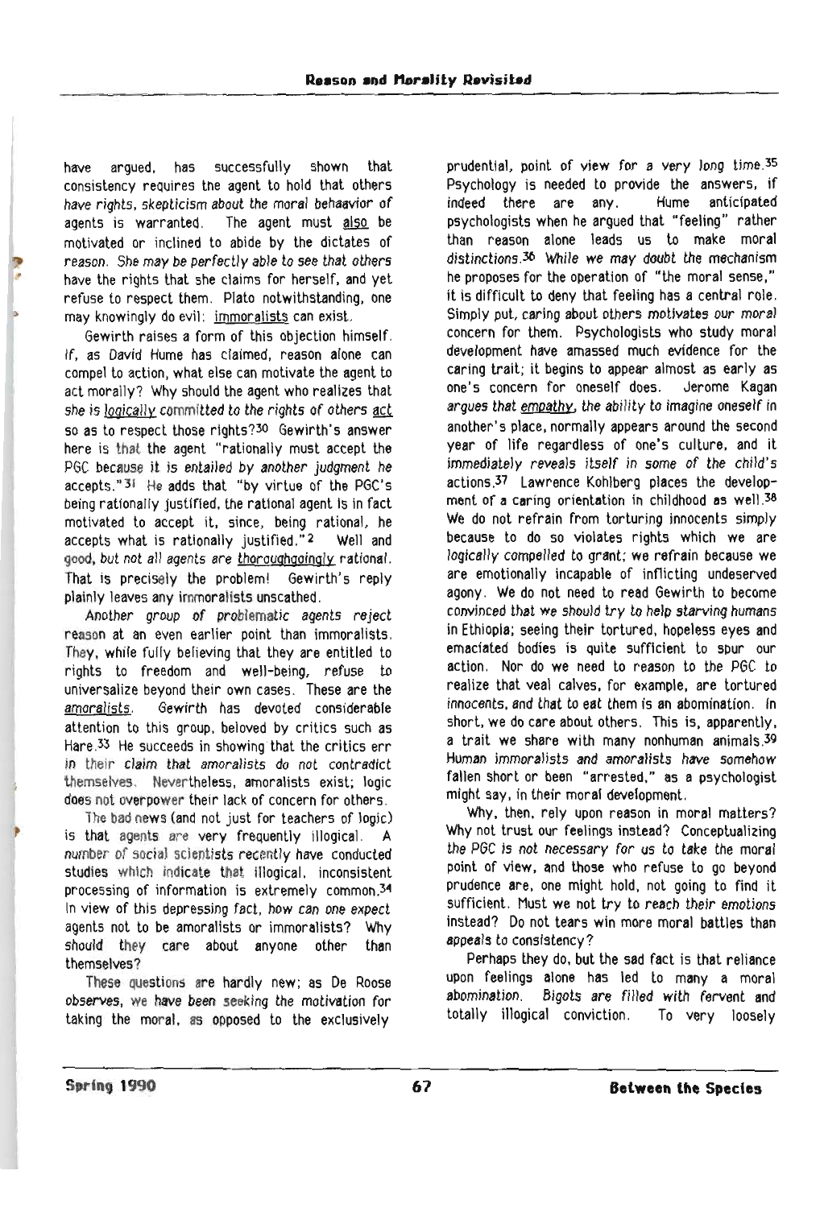have argued, has successfully shown that consistency requires the agent to hold that others have rights, skepticism about the moral behaavior of agents is warranted. The agent must also be motivated or inclined to abide by the dictates of reason. She may be perfectly able to see that others have the rights that she claims for herself, and yet refuse to respect them. Plato notwithstanding, one may knowingly do evil: immoralists can exist.

Gewirth raises a form of this objection himself. If, as David Hume has claimed, reason alone can compel to action, what else can motivate the agent to act morally? Why should the agent who realizes that she is logically committed to the rights of others act so as to respect those rights?[30] Gewirth's answer here is that the agent "rationally must accept the PGC because it is entailed by another judgment he accepts."[31] He adds that "by virtue of the PGC's being rationally justified, the rational agent is in fact motivated to accept it, since, being rational, he accepts what is rationally justified."[2] Well and good, but not all agents are thoroughgoingly rational. That is precisely the problem! Gewirth's reply plainly leaves any immoralists unscathed.

Another group of problematic agents reject reason at an even earlier point than immoralists. They, while fully believing that they are entitled to rights to freedom and well-being, refuse to universalize beyond their own cases. These are the amoralists. Gewirth has devoted considerable attention to this group, beloved by critics such as Hare.[33] He succeeds in showing that the critics err in their claim that amoralists do not contradict themselves. Nevertheless, amoralists exist; logic does not overpower their lack of concern for others.

The bad news (and not just for teachers of logic) is that agents are very frequently illogical. A number of social scientists recently have conducted studies which indicate that illogical, inconsistent processing of information is extremely common.[34] In view of this depressing fact, how can one expect agents not to be amoralists or immoralists? Why should they care about anyone other than themselves?

These questions are hardly new; as De Roose observes, we have been seeking the motivation for taking the moral, as opposed to the exclusively prudential, point of view for a very long time.[35] Psychology is needed to provide the answers, if indeed there are any. Hume anticipated psychologists when he argued that "feeling" rather than reason alone leads us to make moral distinctions.[36] While we may doubt the mechanism he proposes for the operation of "the moral sense," it is difficult to deny that feeling has a central role. Simply put, caring about others motivates our moral concern for them. Psychologists who study moral development have amassed much evidence for the caring trait; it begins to appear almost as early as one's concern for oneself does. Jerome Kagan argues that empathy, the ability to imagine oneself in another's place, normally appears around the second year of life regardless of one's culture, and it immediately reveals itself in some of the child's actions.[37] Lawrence Kohlberg places the development of a caring orientation in childhood as well.[38] We do not refrain from torturing innocents simply because to do so violates rights which we are logically compelled to grant; we refrain because we are emotionally incapable of inflicting undeserved agony. We do not need to read Gewirth to become convinced that we should try to help starving humans in Ethiopia; seeing their tortured, hopeless eyes and emaciated bodies is quite sufficient to spur our action. Nor do we need to reason to the PGC to realize that veal calves, for example, are tortured innocents, and that to eat them is an abomination. In short, we do care about others. This is, apparently, a trait we share with many nonhuman animals.[39] Human immoralists and amoralists have somehow fallen short or been "arrested," as a psychologist might say, in their moral development.

Why, then, rely upon reason in moral matters? Why not trust our feelings instead? Conceptualizing the PGC is not necessary for us to take the moral point of view, and those who refuse to go beyond prudence are, one might hold, not going to find it sufficient. Must we not try to reach their emotions instead? Do not tears win more moral battles than appeals to consistency?

Perhaps they do, but the sad fact is that reliance upon feelings alone has led to many a moral abomination. Bigots are filled with fervent and totally illogical conviction. To very loosely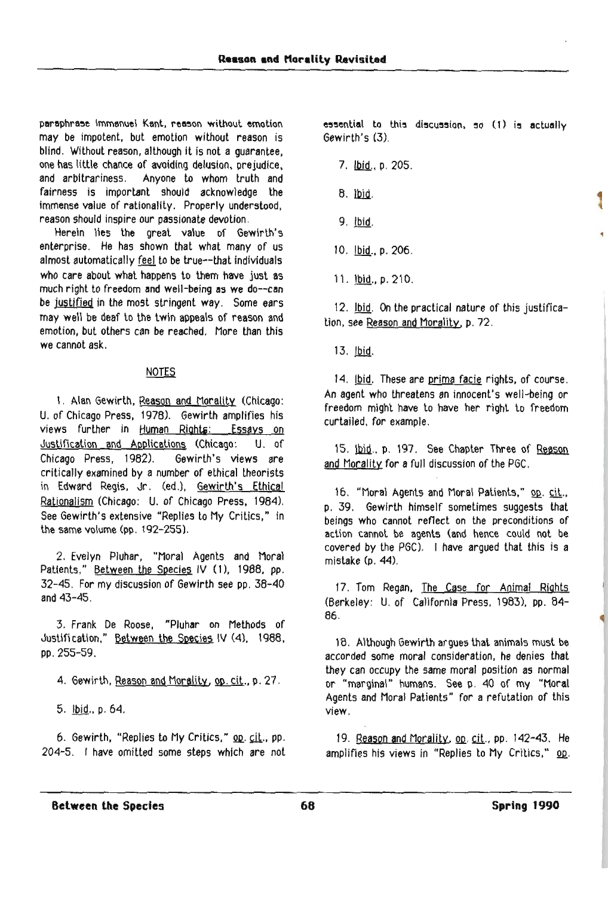paraphrase Immanuel Kant, reason without emotion may be impotent, but emotion without reason is blind. Without reason, although it is not a guarantee, one has little chance of avoiding delusion, prejudice, and arbitrariness. Anyone to whom truth and fairness is important should acknowledge the immense value of rationality. Properly understood, reason should inspire our passionate devotion.

Herein lies the great value of Gewirth's enterprise. He has shown that what many of us almost automatically feel to be true--that individuals who care about what happens to them have just as much right to freedom and well-being as we do--can be justified in the most stringent way. Some ears may well be deaf to the twin appeals of reason and emotion, but others can be reached. More than this we cannot ask.

## NOTES

1. Alan Gewirth, Reason and Morality (Chicago: U. of Chicago Press, 1978). Gewirth amplifies his views further in Human Rights: Essays on Justification and Applications (Chicago: U. of Chicago Press, 1982). Gewirth's views are critically examined by a number of ethical theorists in Edward Regis, Jr. (ed.), Gewirth's Ethical Rationalism (Chicago: U. of Chicago Press, 1984). See Gewirth's extensive "Replies to My Critics," in the same volume (pp. 192-255).

2. Evelyn Pluhar, "Moral Agents and Moral Patients," Between the Species IV (1), 1988, pp. 32-45. For my discussion of Gewirth see pp. 38-40 and 43-45.

3. Frank De Roose, "Pluhar on Methods of Justification," Between the Species IV (4), 1988, pp. 255-59.

4. Gewirth, Reason and Morality, op. cit., p. 27.

5. Ibid., p. 64.

6. Gewirth, "Replies to My Critics," op. cit., pp. 204-5. I have omitted some steps which are not essential to this discussion, so (1) is actually Gewirth's (3).

7. Ibid., p. 205.

8. Ibid.

9. Ibid.

10. Ibid., p. 206.

11. Ibid., p. 210.

12. Ibid. On the practical nature of this justification, see Reason and Morality, p. 72.

13. Ibid.

14. Ibid. These are prima facie rights, of course. An agent who threatens an innocent's well-being or freedom might have to have her right to freedom curtailed, for example.

15. Ibid., p. 197. See Chapter Three of Reason and Morality for a full discussion of the PGC.

16. "Moral Agents and Moral Patients," op. cit., p. 39. Gewirth himself sometimes suggests that beings who cannot reflect on the preconditions of action cannot be agents (and hence could not be covered by the PGC). I have argued that this is a mistake (p. 44).

17. Tom Regan, The Case for Animal Rights (Berkeley: U. of California Press, 1983), pp. 84-86.

18. Although Gewirth argues that animals must be accorded some moral consideration, he denies that they can occupy the same moral position as normal or "marginal" humans. See p. 40 of my "Moral Agents and Moral Patients" for a refutation of this view.

19. Reason and Morality, op. cit., pp. 142-43. He amplifies his views in "Replies to My Critics," op.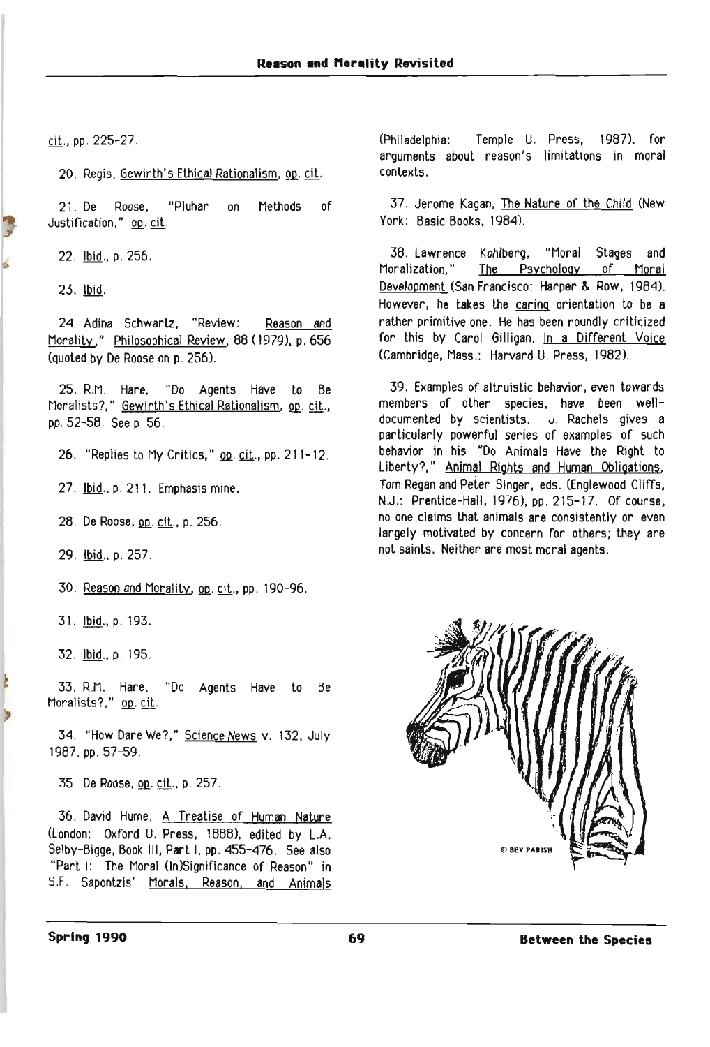cit., pp. 225-27.

20. Regis, Gewirth's Ethical Rationalism, op. cit.

21. De Roose, "Pluhar on Methods of Justification," op. cit.

22. Ibid., p. 256.

23. Ibid.

24. Adina Schwartz, "Review: Reason and Morality," Philosophical Review, 88 (1979), p. 656 (quoted by De Roose on p. 256).

25. R.M. Hare, "Do Agents Have to Be Moralists?," Gewirth's Ethical Rationalism, op. cit., pp. 52-58. See p. 56.

26. "Replies to My Critics," op. cit., pp. 211-12.

27. Ibid., p. 211. Emphasis mine.

28. De Roose, op. cit., p. 256.

29. Ibid., p. 257.

30. Reason and Morality, op. cit., pp. 190-96.

31. Ibid., p. 193.

32. Ibid., p. 195.

33. R.M. Hare, "Do Agents Have to Be Moralists?," op. cit.

34. "How Dare We?," Science News v. 132, July 1987, pp. 57-59.

35. De Roose, op. cit., p. 257.

36. David Hume, A Treatise of Human Nature (London: Oxford U. Press, 1888), edited by L.A. Selby-Bigge, Book III, Part I, pp. 455-476. See also "Part I: The Moral (In)Significance of Reason" in S.F. Sapontzis' Morals, Reason, and Animals (Philadelphia: Temple U. Press, 1987), for arguments about reason's limitations in moral contexts.

37. Jerome Kagan, The Nature of the Child (New York: Basic Books, 1984).

38. Lawrence Kohlberg, "Moral Stages and Moralization," The Psychology of Moral Development (San Francisco: Harper & Row, 1984). However, he takes the caring orientation to be a rather primitive one. He has been roundly criticized for this by Carol Gilligan, In a Different Voice (Cambridge, Mass.: Harvard U. Press, 1982).

39. Examples of altruistic behavior, even towards members of other species, have been well-documented by scientists. J. Rachels gives a particularly powerful series of examples of such behavior in his "Do Animals Have the Right to Liberty?," Animal Rights and Human Obligations, Tom Regan and Peter Singer, eds. (Englewood Cliffs, N.J.: Prentice-Hall, 1976), pp. 215-17. Of course, no one claims that animals are consistently or even largely motivated by concern for others; they are not saints. Neither are most moral agents.

© BEV PARISH